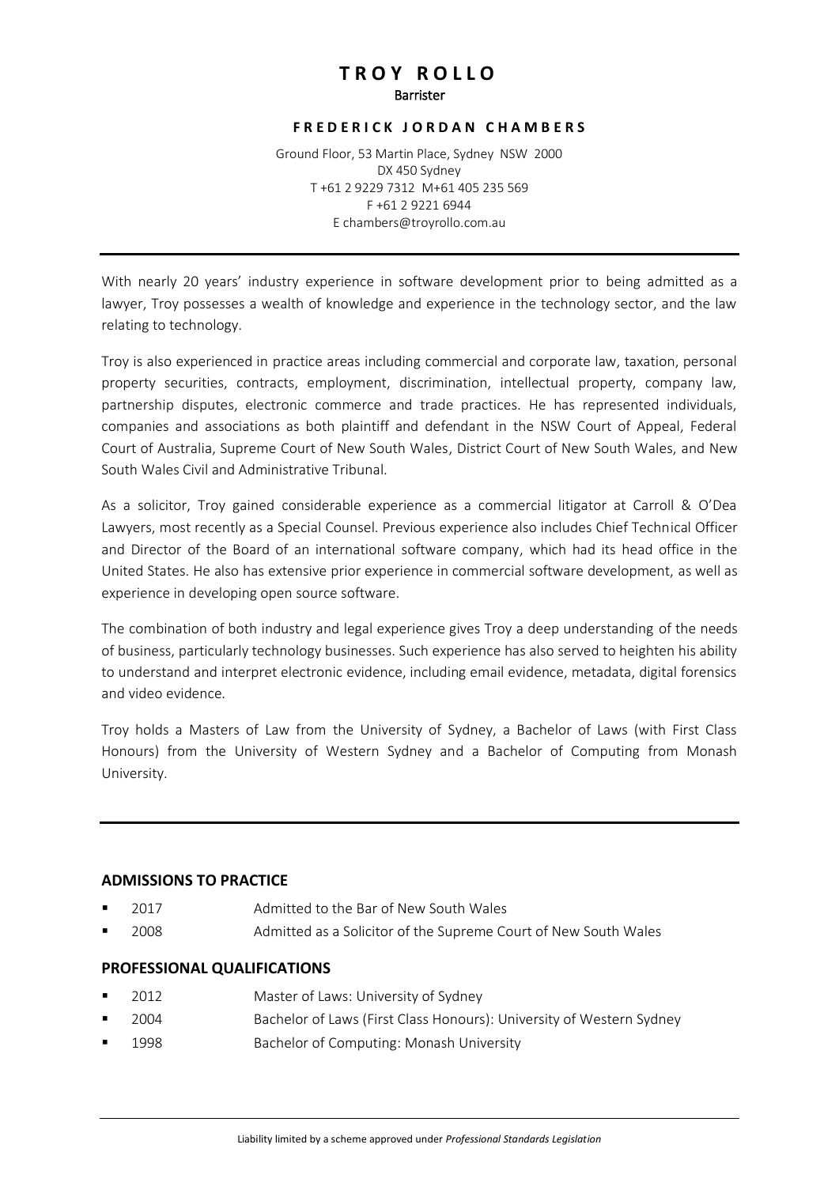# TROY ROLLO

Barrister

**FREDERICK JORDAN CHAMBERS**

Ground Floor, 53 Martin Place, Sydney NSW 2000
DX 450 Sydney
T +61 2 9229 7312 M+61 405 235 569
F +61 2 9221 6944
E chambers@troyrollo.com.au

---

With nearly 20 years' industry experience in software development prior to being admitted as a lawyer, Troy possesses a wealth of knowledge and experience in the technology sector, and the law relating to technology.

Troy is also experienced in practice areas including commercial and corporate law, taxation, personal property securities, contracts, employment, discrimination, intellectual property, company law, partnership disputes, electronic commerce and trade practices. He has represented individuals, companies and associations as both plaintiff and defendant in the NSW Court of Appeal, Federal Court of Australia, Supreme Court of New South Wales, District Court of New South Wales, and New South Wales Civil and Administrative Tribunal.

As a solicitor, Troy gained considerable experience as a commercial litigator at Carroll & O'Dea Lawyers, most recently as a Special Counsel. Previous experience also includes Chief Technical Officer and Director of the Board of an international software company, which had its head office in the United States. He also has extensive prior experience in commercial software development, as well as experience in developing open source software.

The combination of both industry and legal experience gives Troy a deep understanding of the needs of business, particularly technology businesses. Such experience has also served to heighten his ability to understand and interpret electronic evidence, including email evidence, metadata, digital forensics and video evidence.

Troy holds a Masters of Law from the University of Sydney, a Bachelor of Laws (with First Class Honours) from the University of Western Sydney and a Bachelor of Computing from Monash University.

---

## ADMISSIONS TO PRACTICE

- 2017 Admitted to the Bar of New South Wales
- 2008 Admitted as a Solicitor of the Supreme Court of New South Wales

## PROFESSIONAL QUALIFICATIONS

- 2012 Master of Laws: University of Sydney
- 2004 Bachelor of Laws (First Class Honours): University of Western Sydney
- 1998 Bachelor of Computing: Monash University

Liability limited by a scheme approved under *Professional Standards Legislation*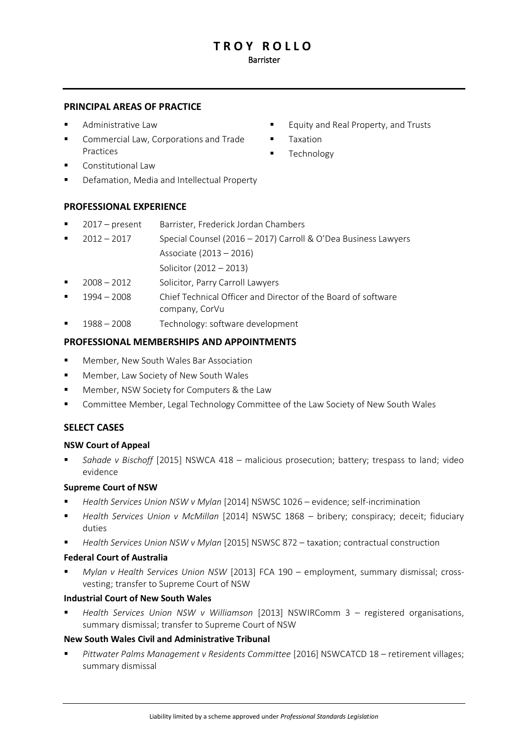# TROY ROLLO

Barrister

## PRINCIPAL AREAS OF PRACTICE

- Administrative Law
- Commercial Law, Corporations and Trade Practices
- Constitutional Law
- Defamation, Media and Intellectual Property
- Equity and Real Property, and Trusts
- Taxation
- Technology

## PROFESSIONAL EXPERIENCE

- 2017 – present — Barrister, Frederick Jordan Chambers
- 2012 – 2017 — Special Counsel (2016 – 2017) Carroll & O'Dea Business Lawyers
  Associate (2013 – 2016)
  Solicitor (2012 – 2013)
- 2008 – 2012 — Solicitor, Parry Carroll Lawyers
- 1994 – 2008 — Chief Technical Officer and Director of the Board of software company, CorVu
- 1988 – 2008 — Technology: software development

## PROFESSIONAL MEMBERSHIPS AND APPOINTMENTS

- Member, New South Wales Bar Association
- Member, Law Society of New South Wales
- Member, NSW Society for Computers & the Law
- Committee Member, Legal Technology Committee of the Law Society of New South Wales

## SELECT CASES

### NSW Court of Appeal

- *Sahade v Bischoff* [2015] NSWCA 418 – malicious prosecution; battery; trespass to land; video evidence

### Supreme Court of NSW

- *Health Services Union NSW v Mylan* [2014] NSWSC 1026 – evidence; self-incrimination
- *Health Services Union v McMillan* [2014] NSWSC 1868 – bribery; conspiracy; deceit; fiduciary duties
- *Health Services Union NSW v Mylan* [2015] NSWSC 872 – taxation; contractual construction

### Federal Court of Australia

- *Mylan v Health Services Union NSW* [2013] FCA 190 – employment, summary dismissal; cross-vesting; transfer to Supreme Court of NSW

### Industrial Court of New South Wales

- *Health Services Union NSW v Williamson* [2013] NSWIRComm 3 – registered organisations, summary dismissal; transfer to Supreme Court of NSW

### New South Wales Civil and Administrative Tribunal

- *Pittwater Palms Management v Residents Committee* [2016] NSWCATCD 18 – retirement villages; summary dismissal

Liability limited by a scheme approved under *Professional Standards Legislation*